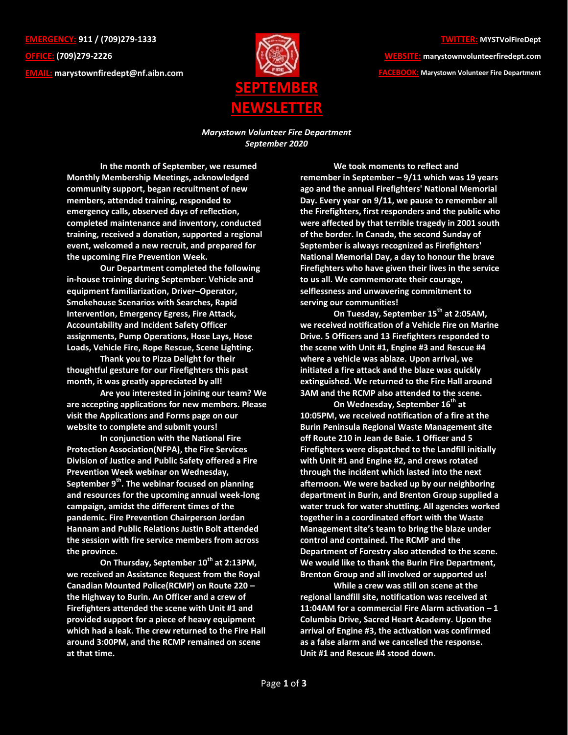**EMERGENCY:** 911 / (709)279-1333
**OFFICE:** (709)279-2226
**EMAIL:** marystownfiredept@nf.aibn.com

**TWITTER:** MYSTVolFireDept
**WEBSITE:** marystownvolunteerfiredept.com
**FACEBOOK:** Marystown Volunteer Fire Department

# SEPTEMBER NEWSLETTER

*Marystown Volunteer Fire Department*
*September 2020*

**In the month of September, we resumed Monthly Membership Meetings, acknowledged community support, began recruitment of new members, attended training, responded to emergency calls, observed days of reflection, completed maintenance and inventory, conducted training, received a donation, supported a regional event, welcomed a new recruit, and prepared for the upcoming Fire Prevention Week.**

**Our Department completed the following in-house training during September: Vehicle and equipment familiarization, Driver–Operator, Smokehouse Scenarios with Searches, Rapid Intervention, Emergency Egress, Fire Attack, Accountability and Incident Safety Officer assignments, Pump Operations, Hose Lays, Hose Loads, Vehicle Fire, Rope Rescue, Scene Lighting.**

**Thank you to Pizza Delight for their thoughtful gesture for our Firefighters this past month, it was greatly appreciated by all!**

**Are you interested in joining our team? We are accepting applications for new members. Please visit the Applications and Forms page on our website to complete and submit yours!**

**In conjunction with the National Fire Protection Association(NFPA), the Fire Services Division of Justice and Public Safety offered a Fire Prevention Week webinar on Wednesday, September 9th. The webinar focused on planning and resources for the upcoming annual week-long campaign, amidst the different times of the pandemic. Fire Prevention Chairperson Jordan Hannam and Public Relations Justin Bolt attended the session with fire service members from across the province.**

**On Thursday, September 10th at 2:13PM, we received an Assistance Request from the Royal Canadian Mounted Police(RCMP) on Route 220 – the Highway to Burin. An Officer and a crew of Firefighters attended the scene with Unit #1 and provided support for a piece of heavy equipment which had a leak. The crew returned to the Fire Hall around 3:00PM, and the RCMP remained on scene at that time.**

**We took moments to reflect and remember in September – 9/11 which was 19 years ago and the annual Firefighters' National Memorial Day. Every year on 9/11, we pause to remember all the Firefighters, first responders and the public who were affected by that terrible tragedy in 2001 south of the border. In Canada, the second Sunday of September is always recognized as Firefighters' National Memorial Day, a day to honour the brave Firefighters who have given their lives in the service to us all. We commemorate their courage, selflessness and unwavering commitment to serving our communities!**

**On Tuesday, September 15th at 2:05AM, we received notification of a Vehicle Fire on Marine Drive. 5 Officers and 13 Firefighters responded to the scene with Unit #1, Engine #3 and Rescue #4 where a vehicle was ablaze. Upon arrival, we initiated a fire attack and the blaze was quickly extinguished. We returned to the Fire Hall around 3AM and the RCMP also attended to the scene.**

**On Wednesday, September 16th at 10:05PM, we received notification of a fire at the Burin Peninsula Regional Waste Management site off Route 210 in Jean de Baie. 1 Officer and 5 Firefighters were dispatched to the Landfill initially with Unit #1 and Engine #2, and crews rotated through the incident which lasted into the next afternoon. We were backed up by our neighboring department in Burin, and Brenton Group supplied a water truck for water shuttling. All agencies worked together in a coordinated effort with the Waste Management site's team to bring the blaze under control and contained. The RCMP and the Department of Forestry also attended to the scene. We would like to thank the Burin Fire Department, Brenton Group and all involved or supported us!**

**While a crew was still on scene at the regional landfill site, notification was received at 11:04AM for a commercial Fire Alarm activation – 1 Columbia Drive, Sacred Heart Academy. Upon the arrival of Engine #3, the activation was confirmed as a false alarm and we cancelled the response. Unit #1 and Rescue #4 stood down.**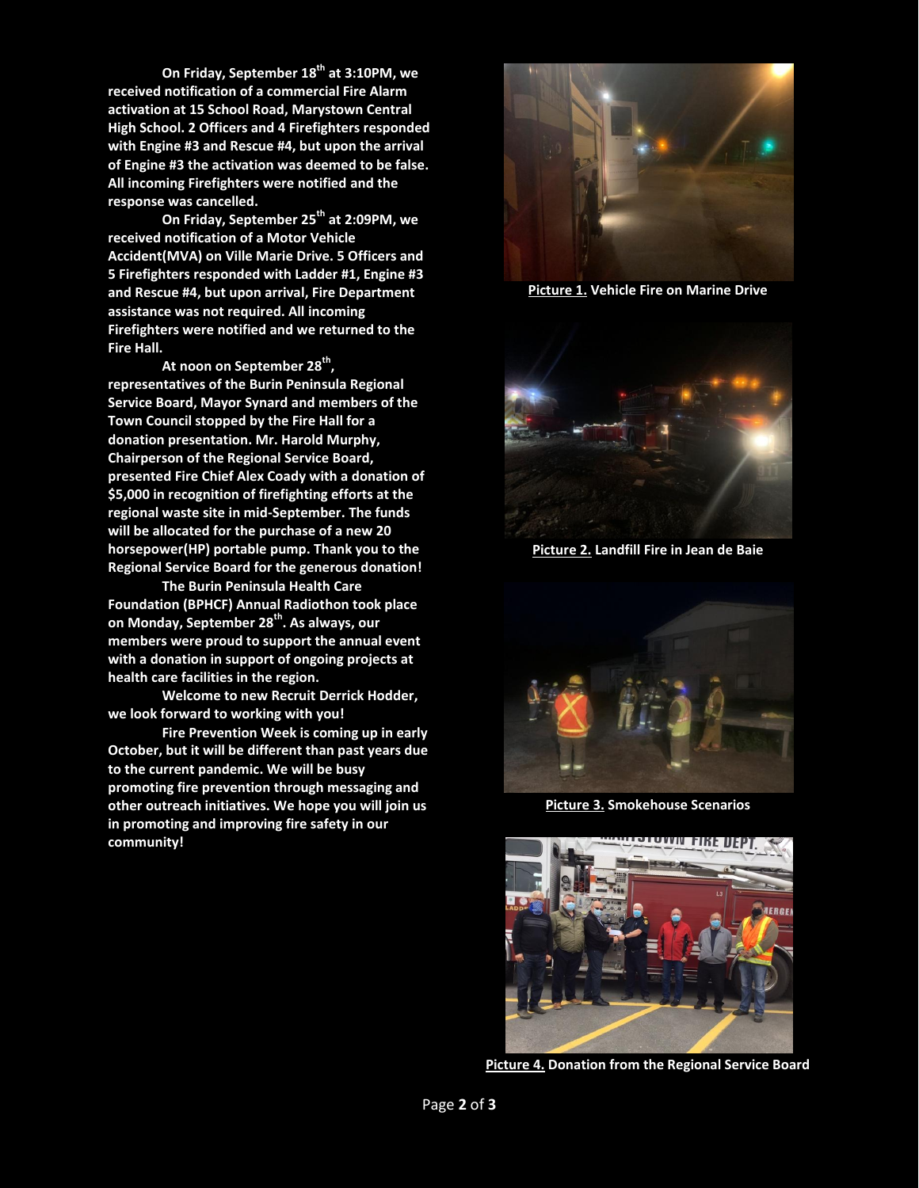On Friday, September 18th at 3:10PM, we received notification of a commercial Fire Alarm activation at 15 School Road, Marystown Central High School. 2 Officers and 4 Firefighters responded with Engine #3 and Rescue #4, but upon the arrival of Engine #3 the activation was deemed to be false. All incoming Firefighters were notified and the response was cancelled.

On Friday, September 25th at 2:09PM, we received notification of a Motor Vehicle Accident(MVA) on Ville Marie Drive. 5 Officers and 5 Firefighters responded with Ladder #1, Engine #3 and Rescue #4, but upon arrival, Fire Department assistance was not required. All incoming Firefighters were notified and we returned to the Fire Hall.

At noon on September 28th, representatives of the Burin Peninsula Regional Service Board, Mayor Synard and members of the Town Council stopped by the Fire Hall for a donation presentation. Mr. Harold Murphy, Chairperson of the Regional Service Board, presented Fire Chief Alex Coady with a donation of $5,000 in recognition of firefighting efforts at the regional waste site in mid-September. The funds will be allocated for the purchase of a new 20 horsepower(HP) portable pump. Thank you to the Regional Service Board for the generous donation!

The Burin Peninsula Health Care Foundation (BPHCF) Annual Radiothon took place on Monday, September 28th. As always, our members were proud to support the annual event with a donation in support of ongoing projects at health care facilities in the region.

Welcome to new Recruit Derrick Hodder, we look forward to working with you!

Fire Prevention Week is coming up in early October, but it will be different than past years due to the current pandemic. We will be busy promoting fire prevention through messaging and other outreach initiatives. We hope you will join us in promoting and improving fire safety in our community!

Picture 1. Vehicle Fire on Marine Drive

Picture 2. Landfill Fire in Jean de Baie

Picture 3. Smokehouse Scenarios

Picture 4. Donation from the Regional Service Board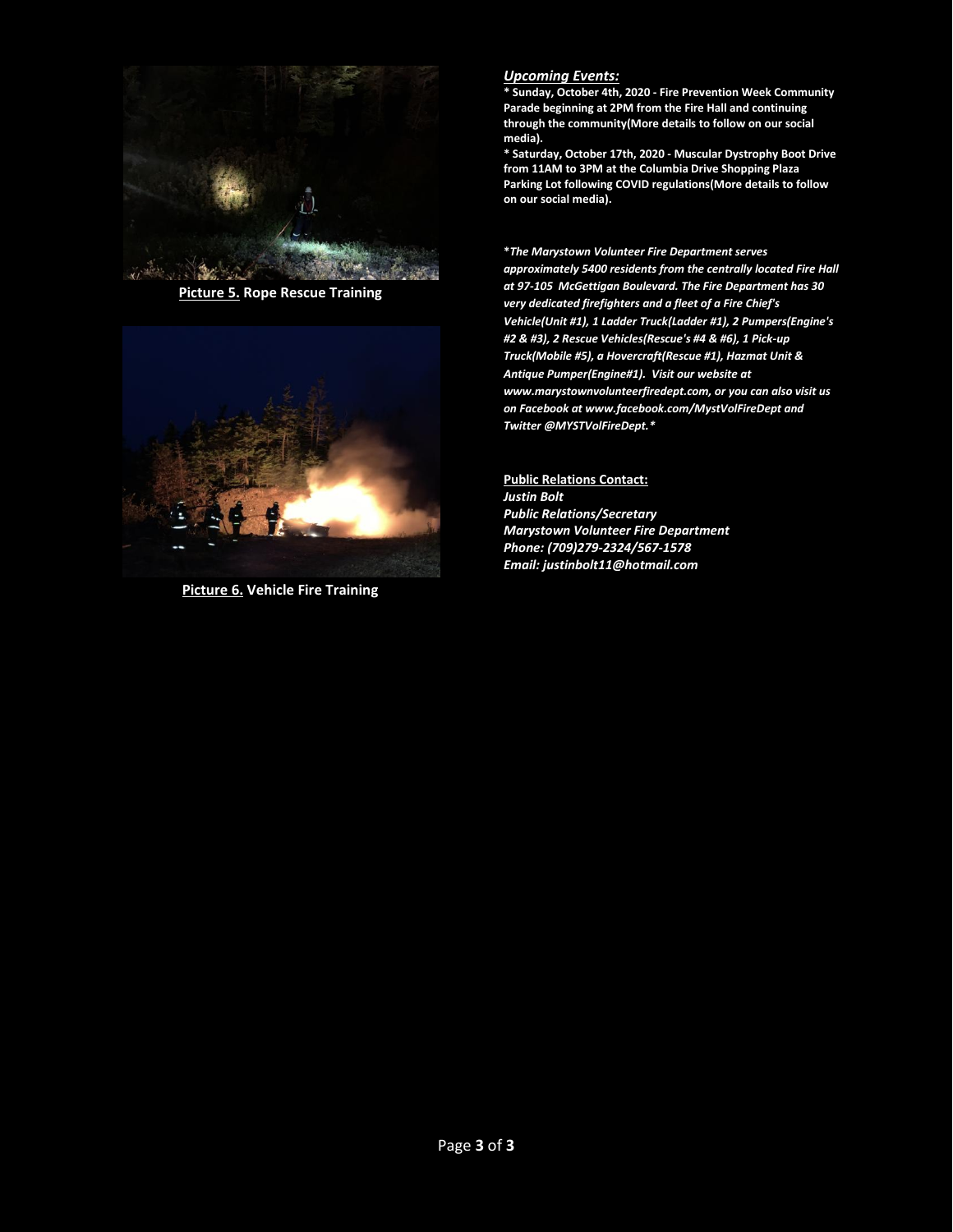**Picture 5. Rope Rescue Training**

**Picture 6. Vehicle Fire Training**

***Upcoming Events:***

**\* Sunday, October 4th, 2020 - Fire Prevention Week Community Parade beginning at 2PM from the Fire Hall and continuing through the community(More details to follow on our social media).**

**\* Saturday, October 17th, 2020 - Muscular Dystrophy Boot Drive from 11AM to 3PM at the Columbia Drive Shopping Plaza Parking Lot following COVID regulations(More details to follow on our social media).**

***\*The Marystown Volunteer Fire Department serves approximately 5400 residents from the centrally located Fire Hall at 97-105 McGettigan Boulevard. The Fire Department has 30 very dedicated firefighters and a fleet of a Fire Chief's Vehicle(Unit #1), 1 Ladder Truck(Ladder #1), 2 Pumpers(Engine's #2 & #3), 2 Rescue Vehicles(Rescue's #4 & #6), 1 Pick-up Truck(Mobile #5), a Hovercraft(Rescue #1), Hazmat Unit & Antique Pumper(Engine#1). Visit our website at www.marystownvolunteerfiredept.com, or you can also visit us on Facebook at www.facebook.com/MystVolFireDept and Twitter @MYSTVolFireDept.\****

**Public Relations Contact:**
***Justin Bolt***
***Public Relations/Secretary***
***Marystown Volunteer Fire Department***
***Phone: (709)279-2324/567-1578***
***Email: justinbolt11@hotmail.com***